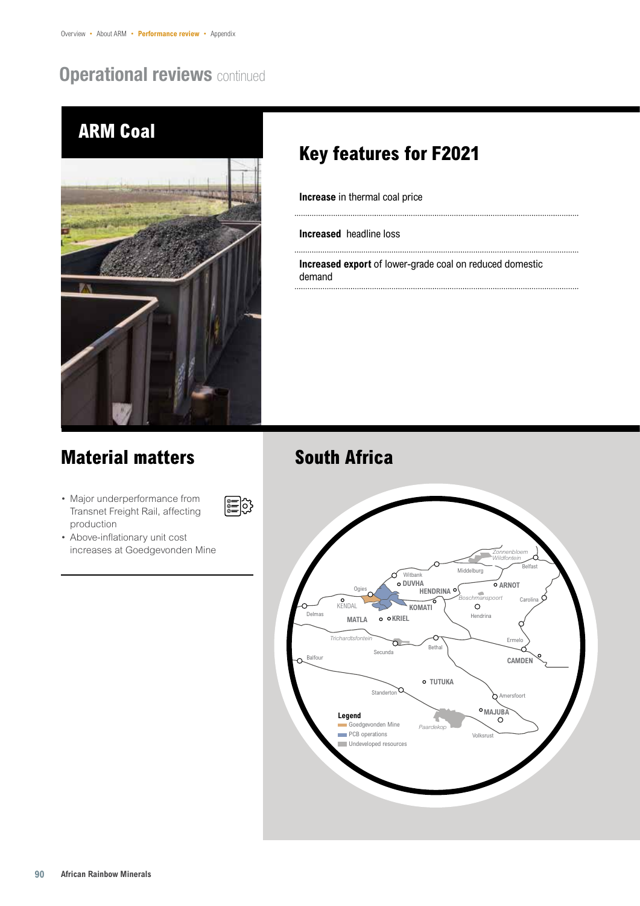# Operational reviews continued

## ARM Coal

## Key features for F2021

**Increase** in thermal coal price

**Increased** headline loss

**Increased export** of lower-grade coal on reduced domestic demand

## Material matters

- Major underperformance from Transnet Freight Rail, affecting production
- Above-inflationary unit cost increases at Goedgevonden Mine

## South Africa

Zonnenbloem
Wildfontein
Belfast
Middelburg
Witbank
DUVHA
ARNOT
HENDRINA
Ogies
Boschmanspoort
Carolina
KENDAL
KOMATI
Hendrina
Delmas
MATLA
KRIEL
Trichardtsfontein
Ermelo
Secunda
Bethal
CAMDEN
Balfour
TUTUKA
Amersfoort
Standerton
MAJUBA
Paardekop
Volksrust

**Legend**
Goedgevonden Mine
PCB operations
Undeveloped resources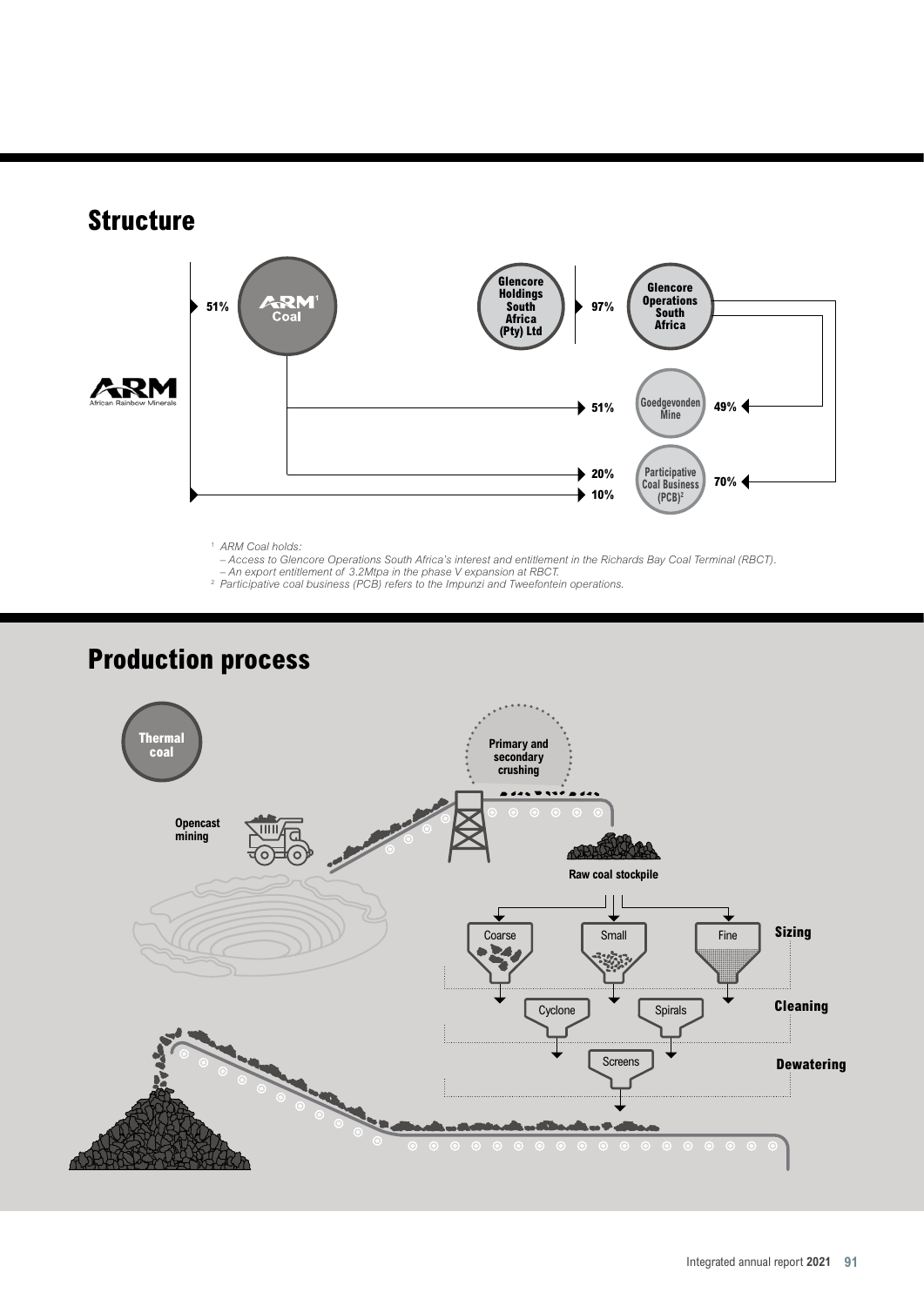## Structure

51%

ARM[1] Coal

Glencore Holdings South Africa (Pty) Ltd

97%

Glencore Operations South Africa

ARM African Rainbow Minerals

51%

Goedgevonden Mine

49%

20%

10%

Participative Coal Business (PCB)[2]

70%

[1] *ARM Coal holds:*
*– Access to Glencore Operations South Africa's interest and entitlement in the Richards Bay Coal Terminal (RBCT).*
*– An export entitlement of 3.2Mtpa in the phase V expansion at RBCT.*

[2] *Participative coal business (PCB) refers to the Impunzi and Tweefontein operations.*

## Production process

Thermal coal

Opencast mining

Primary and secondary crushing

Raw coal stockpile

Coarse

Small

Fine

Sizing

Cyclone

Spirals

Cleaning

Screens

Dewatering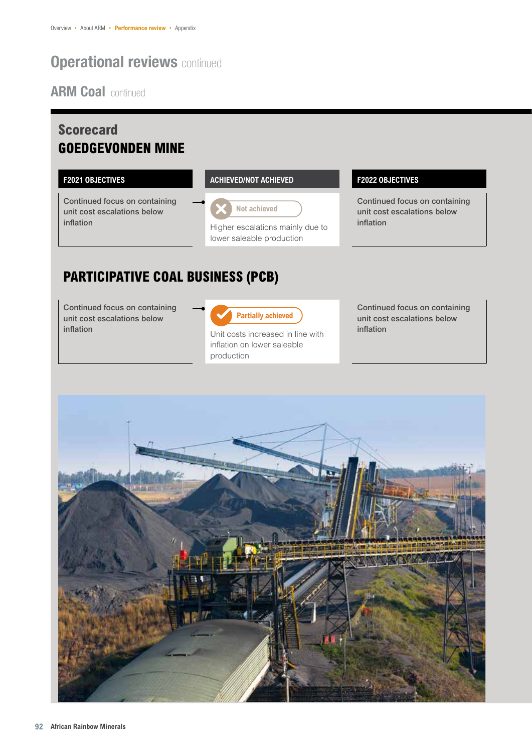# Operational reviews continued

## ARM Coal continued

### Scorecard

### GOEDGEVONDEN MINE

| F2021 OBJECTIVES | ACHIEVED/NOT ACHIEVED | F2022 OBJECTIVES |
| --- | --- | --- |
| Continued focus on containing unit cost escalations below inflation | Not achieved<br>Higher escalations mainly due to lower saleable production | Continued focus on containing unit cost escalations below inflation |

### PARTICIPATIVE COAL BUSINESS (PCB)

| F2021 OBJECTIVES | ACHIEVED/NOT ACHIEVED | F2022 OBJECTIVES |
| --- | --- | --- |
| Continued focus on containing unit cost escalations below inflation | Partially achieved<br>Unit costs increased in line with inflation on lower saleable production | Continued focus on containing unit cost escalations below inflation |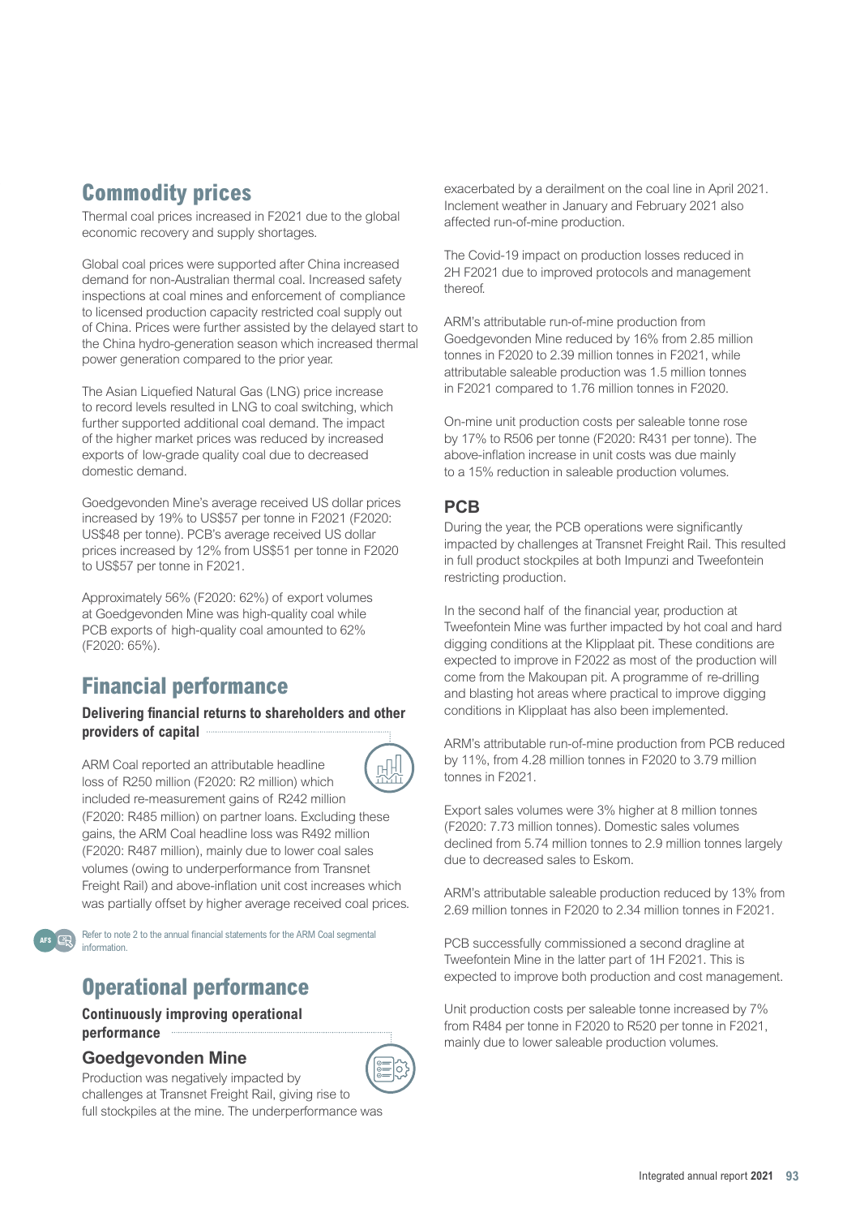## Commodity prices

Thermal coal prices increased in F2021 due to the global economic recovery and supply shortages.

Global coal prices were supported after China increased demand for non-Australian thermal coal. Increased safety inspections at coal mines and enforcement of compliance to licensed production capacity restricted coal supply out of China. Prices were further assisted by the delayed start to the China hydro-generation season which increased thermal power generation compared to the prior year.

The Asian Liquefied Natural Gas (LNG) price increase to record levels resulted in LNG to coal switching, which further supported additional coal demand. The impact of the higher market prices was reduced by increased exports of low-grade quality coal due to decreased domestic demand.

Goedgevonden Mine's average received US dollar prices increased by 19% to US$57 per tonne in F2021 (F2020: US$48 per tonne). PCB's average received US dollar prices increased by 12% from US$51 per tonne in F2020 to US$57 per tonne in F2021.

Approximately 56% (F2020: 62%) of export volumes at Goedgevonden Mine was high-quality coal while PCB exports of high-quality coal amounted to 62% (F2020: 65%).

## Financial performance

**Delivering financial returns to shareholders and other providers of capital**

ARM Coal reported an attributable headline loss of R250 million (F2020: R2 million) which included re-measurement gains of R242 million (F2020: R485 million) on partner loans. Excluding these gains, the ARM Coal headline loss was R492 million (F2020: R487 million), mainly due to lower coal sales volumes (owing to underperformance from Transnet Freight Rail) and above-inflation unit cost increases which was partially offset by higher average received coal prices.

AFS Refer to note 2 to the annual financial statements for the ARM Coal segmental information.

## Operational performance

**Continuously improving operational performance**

### Goedgevonden Mine

Production was negatively impacted by challenges at Transnet Freight Rail, giving rise to full stockpiles at the mine. The underperformance was exacerbated by a derailment on the coal line in April 2021. Inclement weather in January and February 2021 also affected run-of-mine production.

The Covid-19 impact on production losses reduced in 2H F2021 due to improved protocols and management thereof.

ARM's attributable run-of-mine production from Goedgevonden Mine reduced by 16% from 2.85 million tonnes in F2020 to 2.39 million tonnes in F2021, while attributable saleable production was 1.5 million tonnes in F2021 compared to 1.76 million tonnes in F2020.

On-mine unit production costs per saleable tonne rose by 17% to R506 per tonne (F2020: R431 per tonne). The above-inflation increase in unit costs was due mainly to a 15% reduction in saleable production volumes.

### PCB

During the year, the PCB operations were significantly impacted by challenges at Transnet Freight Rail. This resulted in full product stockpiles at both Impunzi and Tweefontein restricting production.

In the second half of the financial year, production at Tweefontein Mine was further impacted by hot coal and hard digging conditions at the Klipplaat pit. These conditions are expected to improve in F2022 as most of the production will come from the Makoupan pit. A programme of re-drilling and blasting hot areas where practical to improve digging conditions in Klipplaat has also been implemented.

ARM's attributable run-of-mine production from PCB reduced by 11%, from 4.28 million tonnes in F2020 to 3.79 million tonnes in F2021.

Export sales volumes were 3% higher at 8 million tonnes (F2020: 7.73 million tonnes). Domestic sales volumes declined from 5.74 million tonnes to 2.9 million tonnes largely due to decreased sales to Eskom.

ARM's attributable saleable production reduced by 13% from 2.69 million tonnes in F2020 to 2.34 million tonnes in F2021.

PCB successfully commissioned a second dragline at Tweefontein Mine in the latter part of 1H F2021. This is expected to improve both production and cost management.

Unit production costs per saleable tonne increased by 7% from R484 per tonne in F2020 to R520 per tonne in F2021, mainly due to lower saleable production volumes.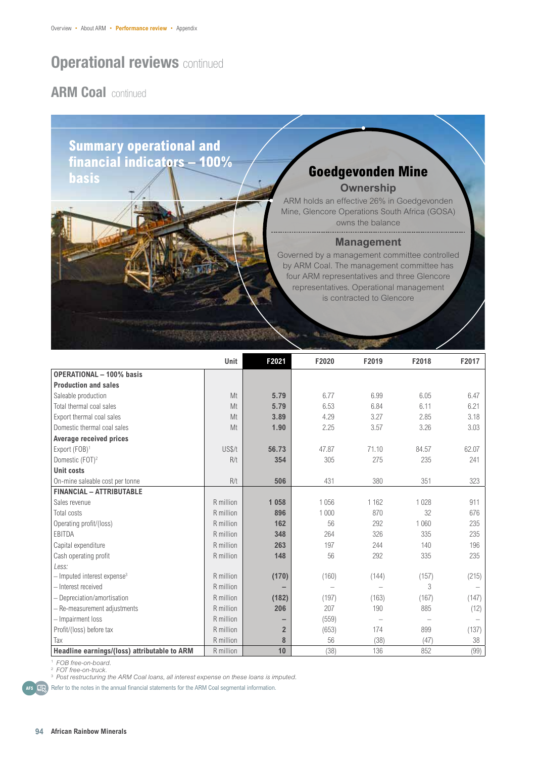# Operational reviews continued

## ARM Coal continued

### Summary operational and financial indicators – 100% basis

### Goedgevonden Mine

**Ownership**

ARM holds an effective 26% in Goedgevonden Mine, Glencore Operations South Africa (GOSA) owns the balance

**Management**

Governed by a management committee controlled by ARM Coal. The management committee has four ARM representatives and three Glencore representatives. Operational management is contracted to Glencore

| | Unit | F2021 | F2020 | F2019 | F2018 | F2017 |
|---|---|---|---|---|---|---|
| **OPERATIONAL – 100% basis** | | | | | | |
| **Production and sales** | | | | | | |
| Saleable production | Mt | **5.79** | 6.77 | 6.99 | 6.05 | 6.47 |
| Total thermal coal sales | Mt | **5.79** | 6.53 | 6.84 | 6.11 | 6.21 |
| Export thermal coal sales | Mt | **3.89** | 4.29 | 3.27 | 2.85 | 3.18 |
| Domestic thermal coal sales | Mt | **1.90** | 2.25 | 3.57 | 3.26 | 3.03 |
| **Average received prices** | | | | | | |
| Export (FOB)[1] | US$/t | **56.73** | 47.87 | 71.10 | 84.57 | 62.07 |
| Domestic (FOT)[2] | R/t | **354** | 305 | 275 | 235 | 241 |
| **Unit costs** | | | | | | |
| On-mine saleable cost per tonne | R/t | **506** | 431 | 380 | 351 | 323 |
| **FINANCIAL – ATTRIBUTABLE** | | | | | | |
| Sales revenue | R million | **1 058** | 1 056 | 1 162 | 1 028 | 911 |
| Total costs | R million | **896** | 1 000 | 870 | 32 | 676 |
| Operating profit/(loss) | R million | **162** | 56 | 292 | 1 060 | 235 |
| EBITDA | R million | **348** | 264 | 326 | 335 | 235 |
| Capital expenditure | R million | **263** | 197 | 244 | 140 | 196 |
| Cash operating profit | R million | **148** | 56 | 292 | 335 | 235 |
| *Less:* | | | | | | |
| – Imputed interest expense[3] | R million | **(170)** | (160) | (144) | (157) | (215) |
| – Interest received | R million | **–** | – | – | 3 | – |
| – Depreciation/amortisation | R million | **(182)** | (197) | (163) | (167) | (147) |
| – Re-measurement adjustments | R million | **206** | 207 | 190 | 885 | (12) |
| – Impairment loss | R million | **–** | (559) | – | – | – |
| Profit/(loss) before tax | R million | **2** | (653) | 174 | 899 | (137) |
| Tax | R million | **8** | 56 | (38) | (47) | 38 |
| **Headline earnings/(loss) attributable to ARM** | R million | **10** | (38) | 136 | 852 | (99) |

[1] *FOB free-on-board.*
[2] *FOT free-on-truck.*
[3] *Post restructuring the ARM Coal loans, all interest expense on these loans is imputed.*

Refer to the notes in the annual financial statements for the ARM Coal segmental information.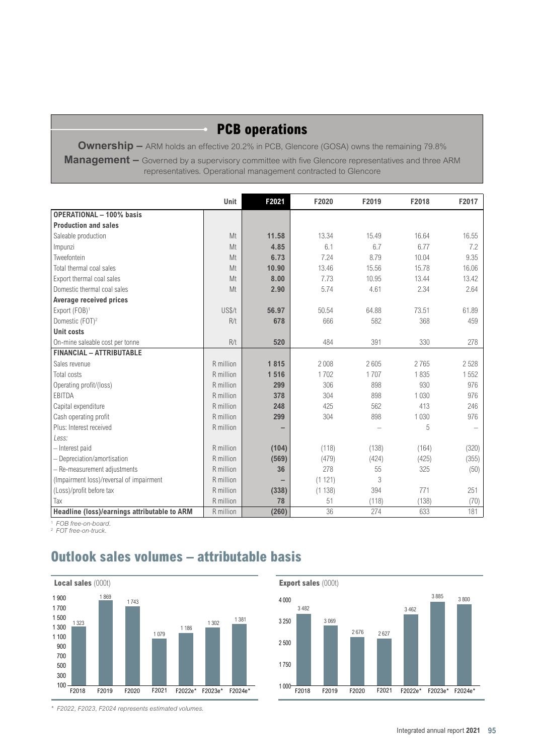## PCB operations

**Ownership –** ARM holds an effective 20.2% in PCB, Glencore (GOSA) owns the remaining 79.8%

**Management –** Governed by a supervisory committee with five Glencore representatives and three ARM representatives. Operational management contracted to Glencore

| | Unit | F2021 | F2020 | F2019 | F2018 | F2017 |
|---|---|---|---|---|---|---|
| **OPERATIONAL – 100% basis** | | | | | | |
| **Production and sales** | | | | | | |
| Saleable production | Mt | **11.58** | 13.34 | 15.49 | 16.64 | 16.55 |
| Impunzi | Mt | **4.85** | 6.1 | 6.7 | 6.77 | 7.2 |
| Tweefontein | Mt | **6.73** | 7.24 | 8.79 | 10.04 | 9.35 |
| Total thermal coal sales | Mt | **10.90** | 13.46 | 15.56 | 15.78 | 16.06 |
| Export thermal coal sales | Mt | **8.00** | 7.73 | 10.95 | 13.44 | 13.42 |
| Domestic thermal coal sales | Mt | **2.90** | 5.74 | 4.61 | 2.34 | 2.64 |
| **Average received prices** | | | | | | |
| Export (FOB)[1] | US$/t | **56.97** | 50.54 | 64.88 | 73.51 | 61.89 |
| Domestic (FOT)[2] | R/t | **678** | 666 | 582 | 368 | 459 |
| **Unit costs** | | | | | | |
| On-mine saleable cost per tonne | R/t | **520** | 484 | 391 | 330 | 278 |
| **FINANCIAL – ATTRIBUTABLE** | | | | | | |
| Sales revenue | R million | **1 815** | 2 008 | 2 605 | 2 765 | 2 528 |
| Total costs | R million | **1 516** | 1 702 | 1 707 | 1 835 | 1 552 |
| Operating profit/(loss) | R million | **299** | 306 | 898 | 930 | 976 |
| EBITDA | R million | **378** | 304 | 898 | 1 030 | 976 |
| Capital expenditure | R million | **248** | 425 | 562 | 413 | 246 |
| Cash operating profit | R million | **299** | 304 | 898 | 1 030 | 976 |
| Plus: Interest received | R million | **–** | | – | 5 | – |
| *Less:* | | | | | | |
| – Interest paid | R million | **(104)** | (118) | (138) | (164) | (320) |
| – Depreciation/amortisation | R million | **(569)** | (479) | (424) | (425) | (355) |
| – Re-measurement adjustments | R million | **36** | 278 | 55 | 325 | (50) |
| (Impairment loss)/reversal of impairment | R million | **–** | (1 121) | 3 | | |
| (Loss)/profit before tax | R million | **(338)** | (1 138) | 394 | 771 | 251 |
| Tax | R million | **78** | 51 | (118) | (138) | (70) |
| **Headline (loss)/earnings attributable to ARM** | R million | **(260)** | 36 | 274 | 633 | 181 |

[1] *FOB free-on-board.*
[2] *FOT free-on-truck.*

## Outlook sales volumes – attributable basis

**Local sales** (000t)

F2018: 1 323
F2019: 1 869
F2020: 1 743
F2021: 1 079
F2022e*: 1 186
F2023e*: 1 302
F2024e*: 1 381

**Export sales** (000t)

F2018: 3 482
F2019: 3 069
F2020: 2 676
F2021: 2 627
F2022e*: 3 462
F2023e*: 3 885
F2024e*: 3 800

*\* F2022, F2023, F2024 represents estimated volumes.*